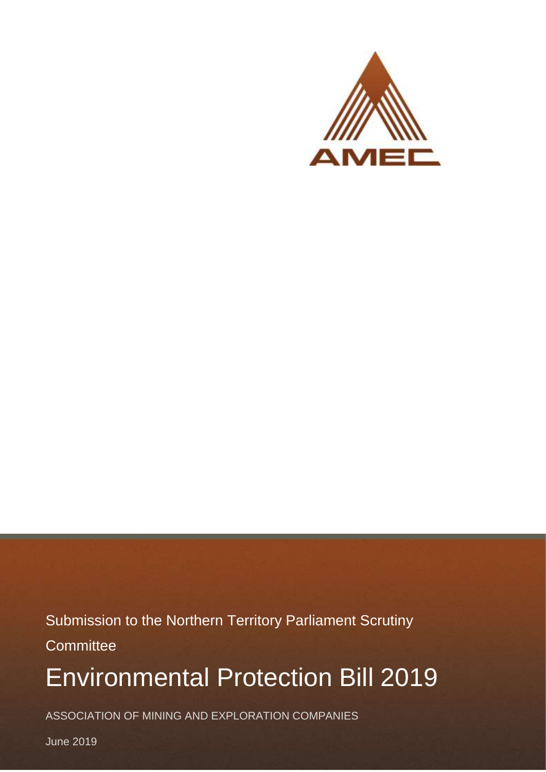AMEC

Submission to the Northern Territory Parliament Scrutiny Committee

# Environmental Protection Bill 2019

ASSOCIATION OF MINING AND EXPLORATION COMPANIES

June 2019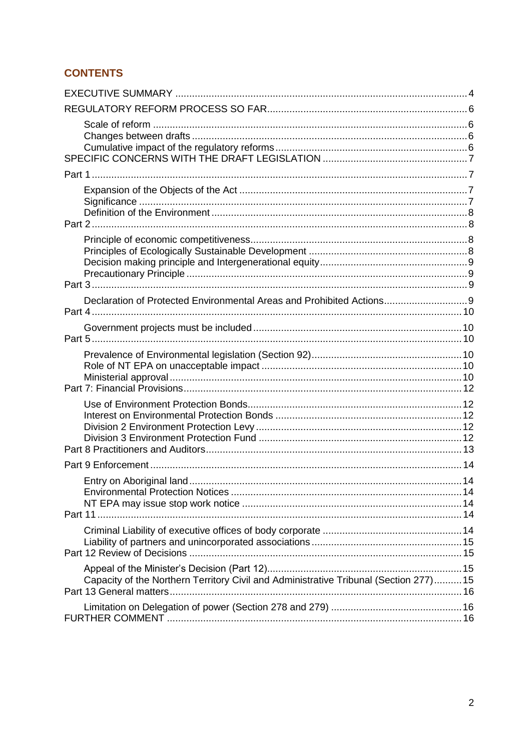## CONTENTS

EXECUTIVE SUMMARY ........................................................................................................4

REGULATORY REFORM PROCESS SO FAR........................................................................6

- Scale of reform ................................................................................................................6
- Changes between drafts ..................................................................................................6
- Cumulative impact of the regulatory reforms....................................................................6

SPECIFIC CONCERNS WITH THE DRAFT LEGISLATION ....................................................7

Part 1 ......................................................................................................................................7

- Expansion of the Objects of the Act .................................................................................7
- Significance .....................................................................................................................7
- Definition of the Environment ...........................................................................................8

Part 2 ......................................................................................................................................8

- Principle of economic competitiveness.............................................................................8
- Principles of Ecologically Sustainable Development ........................................................8
- Decision making principle and Intergenerational equity....................................................9
- Precautionary Principle ....................................................................................................9

Part 3 ......................................................................................................................................9

- Declaration of Protected Environmental Areas and Prohibited Actions.............................9

Part 4 ....................................................................................................................................10

- Government projects must be included ..........................................................................10

Part 5 ....................................................................................................................................10

- Prevalence of Environmental legislation (Section 92).......................................................10
- Role of NT EPA on unacceptable impact .......................................................................10
- Ministerial approval ........................................................................................................10

Part 7: Financial Provisions...................................................................................................12

- Use of Environment Protection Bonds............................................................................12
- Interest on Environmental Protection Bonds ...................................................................12
- Division 2 Environment Protection Levy ..........................................................................12
- Division 3 Environment Protection Fund .........................................................................12

Part 8 Practitioners and Auditors...........................................................................................13

Part 9 Enforcement ...............................................................................................................14

- Entry on Aboriginal land..................................................................................................14
- Environmental Protection Notices ..................................................................................14
- NT EPA may issue stop work notice ..............................................................................14

Part 11 ..................................................................................................................................14

- Criminal Liability of executive offices of body corporate ..................................................14
- Liability of partners and unincorporated associations......................................................15

Part 12 Review of Decisions .................................................................................................15

- Appeal of the Minister's Decision (Part 12)......................................................................15
- Capacity of the Northern Territory Civil and Administrative Tribunal (Section 277)..........15

Part 13 General matters........................................................................................................16

- Limitation on Delegation of power (Section 278 and 279) ...............................................16

FURTHER COMMENT .........................................................................................................16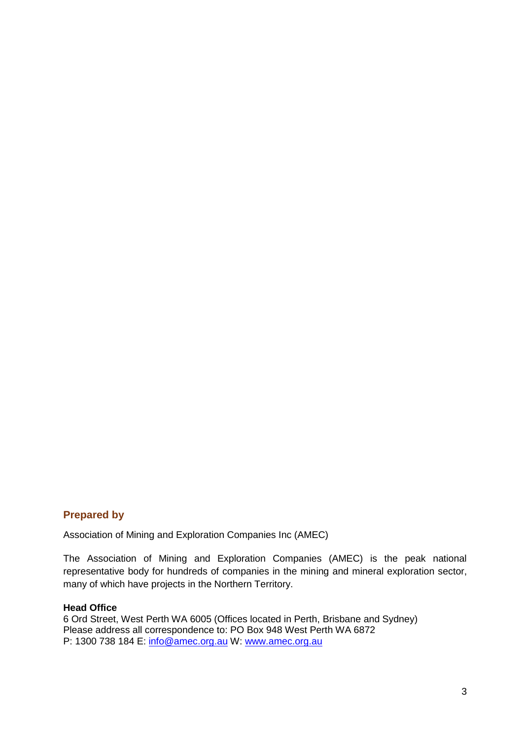## Prepared by

Association of Mining and Exploration Companies Inc (AMEC)

The Association of Mining and Exploration Companies (AMEC) is the peak national representative body for hundreds of companies in the mining and mineral exploration sector, many of which have projects in the Northern Territory.

**Head Office**
6 Ord Street, West Perth WA 6005 (Offices located in Perth, Brisbane and Sydney)
Please address all correspondence to: PO Box 948 West Perth WA 6872
P: 1300 738 184 E: info@amec.org.au W: www.amec.org.au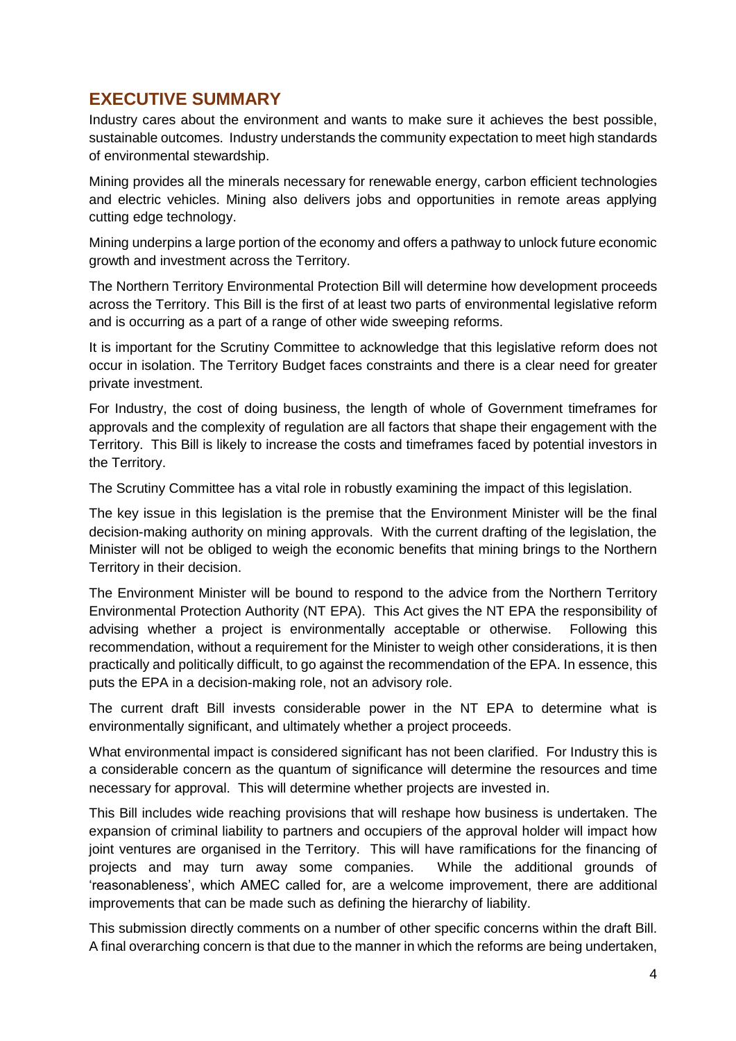## EXECUTIVE SUMMARY

Industry cares about the environment and wants to make sure it achieves the best possible, sustainable outcomes. Industry understands the community expectation to meet high standards of environmental stewardship.

Mining provides all the minerals necessary for renewable energy, carbon efficient technologies and electric vehicles. Mining also delivers jobs and opportunities in remote areas applying cutting edge technology.

Mining underpins a large portion of the economy and offers a pathway to unlock future economic growth and investment across the Territory.

The Northern Territory Environmental Protection Bill will determine how development proceeds across the Territory. This Bill is the first of at least two parts of environmental legislative reform and is occurring as a part of a range of other wide sweeping reforms.

It is important for the Scrutiny Committee to acknowledge that this legislative reform does not occur in isolation. The Territory Budget faces constraints and there is a clear need for greater private investment.

For Industry, the cost of doing business, the length of whole of Government timeframes for approvals and the complexity of regulation are all factors that shape their engagement with the Territory. This Bill is likely to increase the costs and timeframes faced by potential investors in the Territory.

The Scrutiny Committee has a vital role in robustly examining the impact of this legislation.

The key issue in this legislation is the premise that the Environment Minister will be the final decision-making authority on mining approvals. With the current drafting of the legislation, the Minister will not be obliged to weigh the economic benefits that mining brings to the Northern Territory in their decision.

The Environment Minister will be bound to respond to the advice from the Northern Territory Environmental Protection Authority (NT EPA). This Act gives the NT EPA the responsibility of advising whether a project is environmentally acceptable or otherwise. Following this recommendation, without a requirement for the Minister to weigh other considerations, it is then practically and politically difficult, to go against the recommendation of the EPA. In essence, this puts the EPA in a decision-making role, not an advisory role.

The current draft Bill invests considerable power in the NT EPA to determine what is environmentally significant, and ultimately whether a project proceeds.

What environmental impact is considered significant has not been clarified. For Industry this is a considerable concern as the quantum of significance will determine the resources and time necessary for approval. This will determine whether projects are invested in.

This Bill includes wide reaching provisions that will reshape how business is undertaken. The expansion of criminal liability to partners and occupiers of the approval holder will impact how joint ventures are organised in the Territory. This will have ramifications for the financing of projects and may turn away some companies. While the additional grounds of 'reasonableness', which AMEC called for, are a welcome improvement, there are additional improvements that can be made such as defining the hierarchy of liability.

This submission directly comments on a number of other specific concerns within the draft Bill. A final overarching concern is that due to the manner in which the reforms are being undertaken,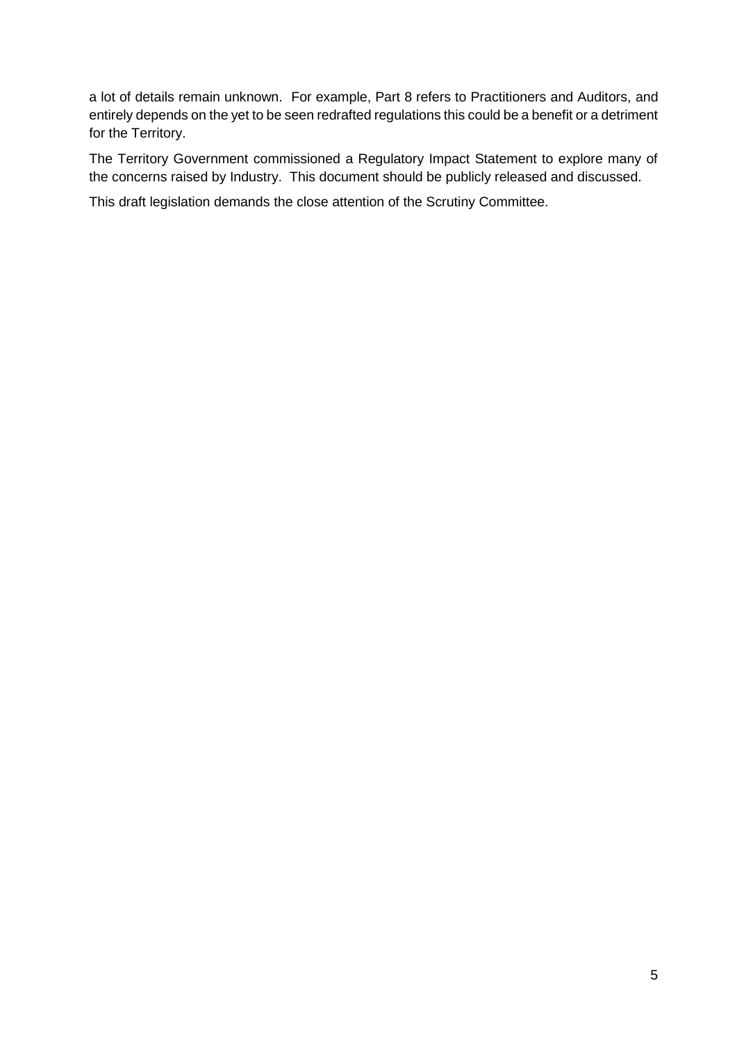a lot of details remain unknown. For example, Part 8 refers to Practitioners and Auditors, and entirely depends on the yet to be seen redrafted regulations this could be a benefit or a detriment for the Territory.

The Territory Government commissioned a Regulatory Impact Statement to explore many of the concerns raised by Industry. This document should be publicly released and discussed.

This draft legislation demands the close attention of the Scrutiny Committee.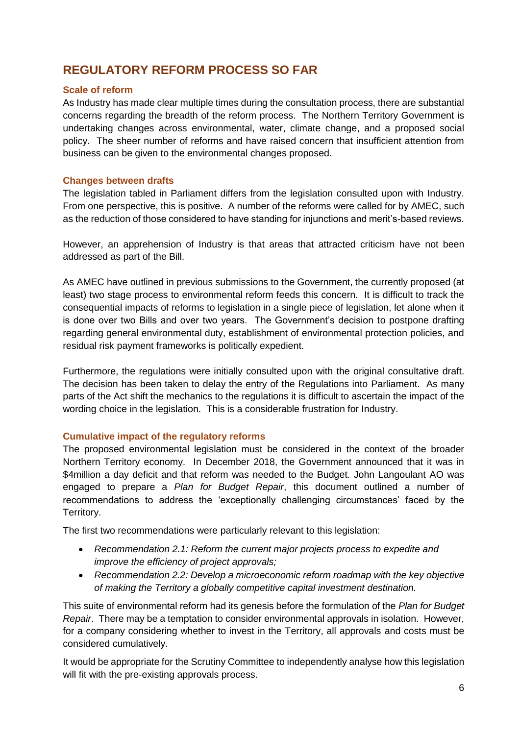## REGULATORY REFORM PROCESS SO FAR

### Scale of reform

As Industry has made clear multiple times during the consultation process, there are substantial concerns regarding the breadth of the reform process. The Northern Territory Government is undertaking changes across environmental, water, climate change, and a proposed social policy. The sheer number of reforms and have raised concern that insufficient attention from business can be given to the environmental changes proposed.

### Changes between drafts

The legislation tabled in Parliament differs from the legislation consulted upon with Industry. From one perspective, this is positive. A number of the reforms were called for by AMEC, such as the reduction of those considered to have standing for injunctions and merit's-based reviews.

However, an apprehension of Industry is that areas that attracted criticism have not been addressed as part of the Bill.

As AMEC have outlined in previous submissions to the Government, the currently proposed (at least) two stage process to environmental reform feeds this concern. It is difficult to track the consequential impacts of reforms to legislation in a single piece of legislation, let alone when it is done over two Bills and over two years. The Government's decision to postpone drafting regarding general environmental duty, establishment of environmental protection policies, and residual risk payment frameworks is politically expedient.

Furthermore, the regulations were initially consulted upon with the original consultative draft. The decision has been taken to delay the entry of the Regulations into Parliament. As many parts of the Act shift the mechanics to the regulations it is difficult to ascertain the impact of the wording choice in the legislation. This is a considerable frustration for Industry.

### Cumulative impact of the regulatory reforms

The proposed environmental legislation must be considered in the context of the broader Northern Territory economy. In December 2018, the Government announced that it was in $4million a day deficit and that reform was needed to the Budget. John Langoulant AO was engaged to prepare a *Plan for Budget Repair*, this document outlined a number of recommendations to address the 'exceptionally challenging circumstances' faced by the Territory.

The first two recommendations were particularly relevant to this legislation:

- *Recommendation 2.1: Reform the current major projects process to expedite and improve the efficiency of project approvals;*
- *Recommendation 2.2: Develop a microeconomic reform roadmap with the key objective of making the Territory a globally competitive capital investment destination.*

This suite of environmental reform had its genesis before the formulation of the *Plan for Budget Repair*. There may be a temptation to consider environmental approvals in isolation. However, for a company considering whether to invest in the Territory, all approvals and costs must be considered cumulatively.

It would be appropriate for the Scrutiny Committee to independently analyse how this legislation will fit with the pre-existing approvals process.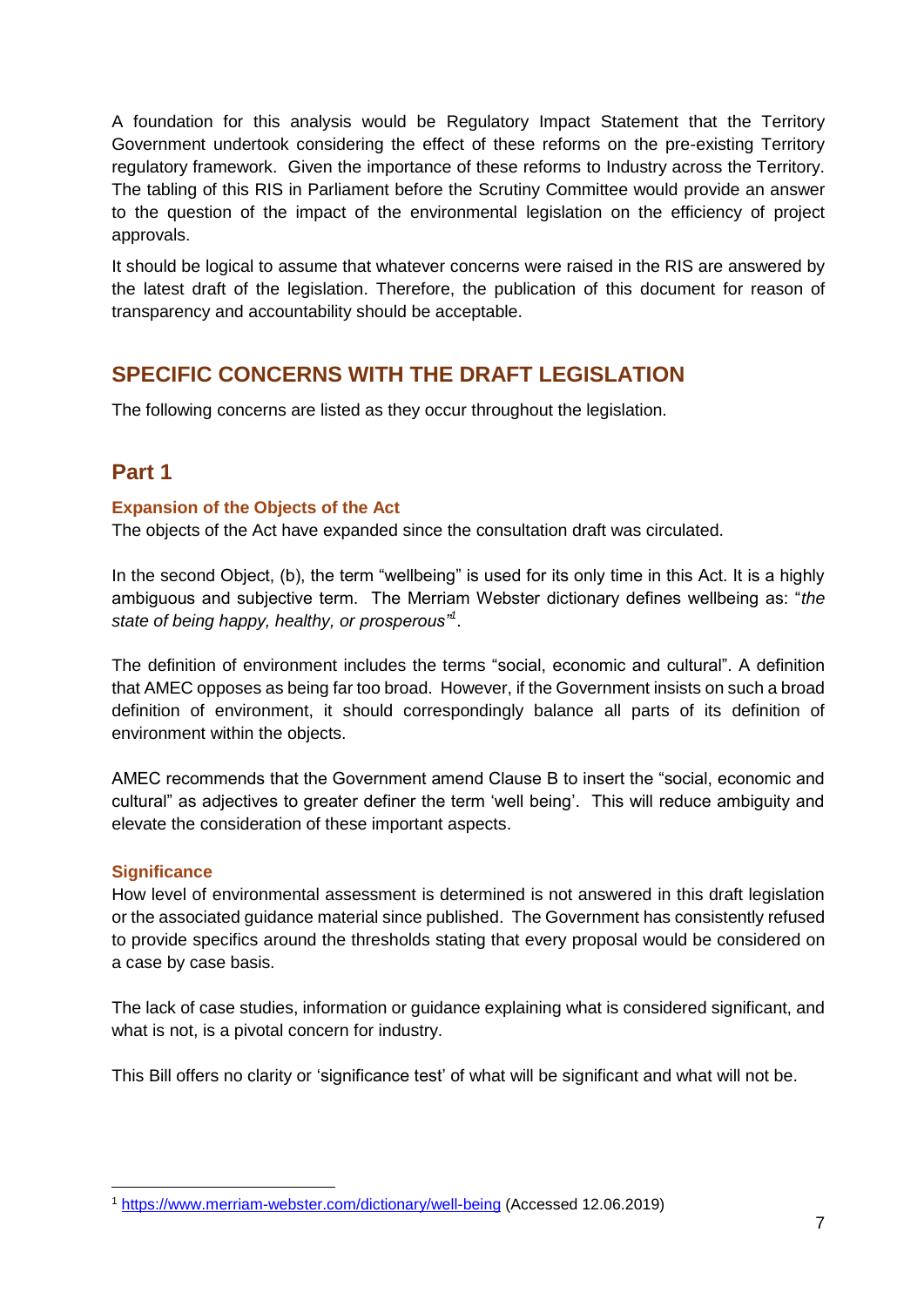A foundation for this analysis would be Regulatory Impact Statement that the Territory Government undertook considering the effect of these reforms on the pre-existing Territory regulatory framework. Given the importance of these reforms to Industry across the Territory. The tabling of this RIS in Parliament before the Scrutiny Committee would provide an answer to the question of the impact of the environmental legislation on the efficiency of project approvals.

It should be logical to assume that whatever concerns were raised in the RIS are answered by the latest draft of the legislation. Therefore, the publication of this document for reason of transparency and accountability should be acceptable.

## SPECIFIC CONCERNS WITH THE DRAFT LEGISLATION

The following concerns are listed as they occur throughout the legislation.

## Part 1

### Expansion of the Objects of the Act

The objects of the Act have expanded since the consultation draft was circulated.

In the second Object, (b), the term "wellbeing" is used for its only time in this Act. It is a highly ambiguous and subjective term. The Merriam Webster dictionary defines wellbeing as: "*the state of being happy, healthy, or prosperous*"[1].

The definition of environment includes the terms "social, economic and cultural". A definition that AMEC opposes as being far too broad. However, if the Government insists on such a broad definition of environment, it should correspondingly balance all parts of its definition of environment within the objects.

AMEC recommends that the Government amend Clause B to insert the "social, economic and cultural" as adjectives to greater definer the term 'well being'. This will reduce ambiguity and elevate the consideration of these important aspects.

### Significance

How level of environmental assessment is determined is not answered in this draft legislation or the associated guidance material since published. The Government has consistently refused to provide specifics around the thresholds stating that every proposal would be considered on a case by case basis.

The lack of case studies, information or guidance explaining what is considered significant, and what is not, is a pivotal concern for industry.

This Bill offers no clarity or 'significance test' of what will be significant and what will not be.

[1] https://www.merriam-webster.com/dictionary/well-being (Accessed 12.06.2019)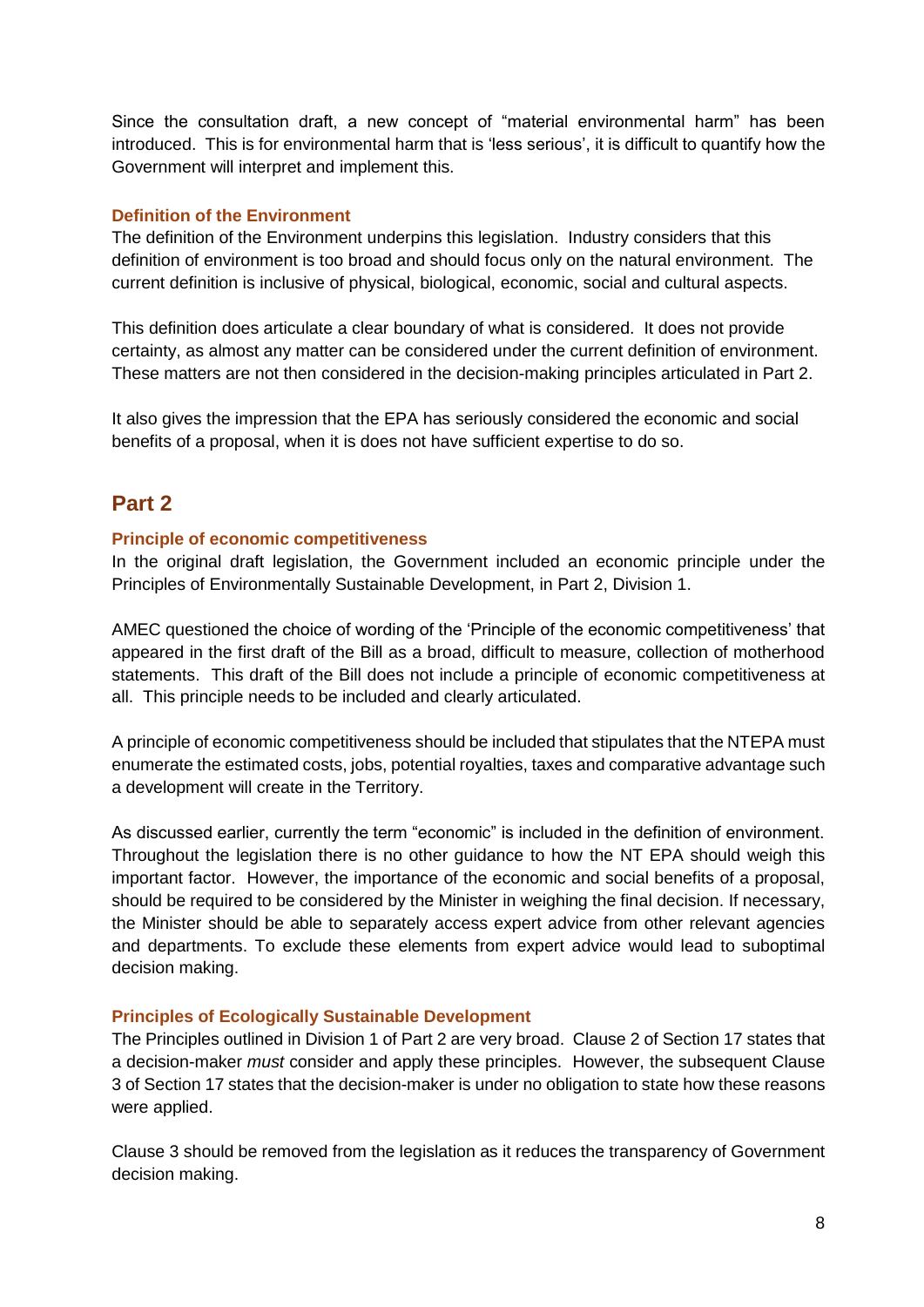Since the consultation draft, a new concept of "material environmental harm" has been introduced. This is for environmental harm that is 'less serious', it is difficult to quantify how the Government will interpret and implement this.

### Definition of the Environment

The definition of the Environment underpins this legislation. Industry considers that this definition of environment is too broad and should focus only on the natural environment. The current definition is inclusive of physical, biological, economic, social and cultural aspects.

This definition does articulate a clear boundary of what is considered. It does not provide certainty, as almost any matter can be considered under the current definition of environment. These matters are not then considered in the decision-making principles articulated in Part 2.

It also gives the impression that the EPA has seriously considered the economic and social benefits of a proposal, when it is does not have sufficient expertise to do so.

## Part 2

### Principle of economic competitiveness

In the original draft legislation, the Government included an economic principle under the Principles of Environmentally Sustainable Development, in Part 2, Division 1.

AMEC questioned the choice of wording of the 'Principle of the economic competitiveness' that appeared in the first draft of the Bill as a broad, difficult to measure, collection of motherhood statements. This draft of the Bill does not include a principle of economic competitiveness at all. This principle needs to be included and clearly articulated.

A principle of economic competitiveness should be included that stipulates that the NTEPA must enumerate the estimated costs, jobs, potential royalties, taxes and comparative advantage such a development will create in the Territory.

As discussed earlier, currently the term "economic" is included in the definition of environment. Throughout the legislation there is no other guidance to how the NT EPA should weigh this important factor. However, the importance of the economic and social benefits of a proposal, should be required to be considered by the Minister in weighing the final decision. If necessary, the Minister should be able to separately access expert advice from other relevant agencies and departments. To exclude these elements from expert advice would lead to suboptimal decision making.

### Principles of Ecologically Sustainable Development

The Principles outlined in Division 1 of Part 2 are very broad. Clause 2 of Section 17 states that a decision-maker *must* consider and apply these principles. However, the subsequent Clause 3 of Section 17 states that the decision-maker is under no obligation to state how these reasons were applied.

Clause 3 should be removed from the legislation as it reduces the transparency of Government decision making.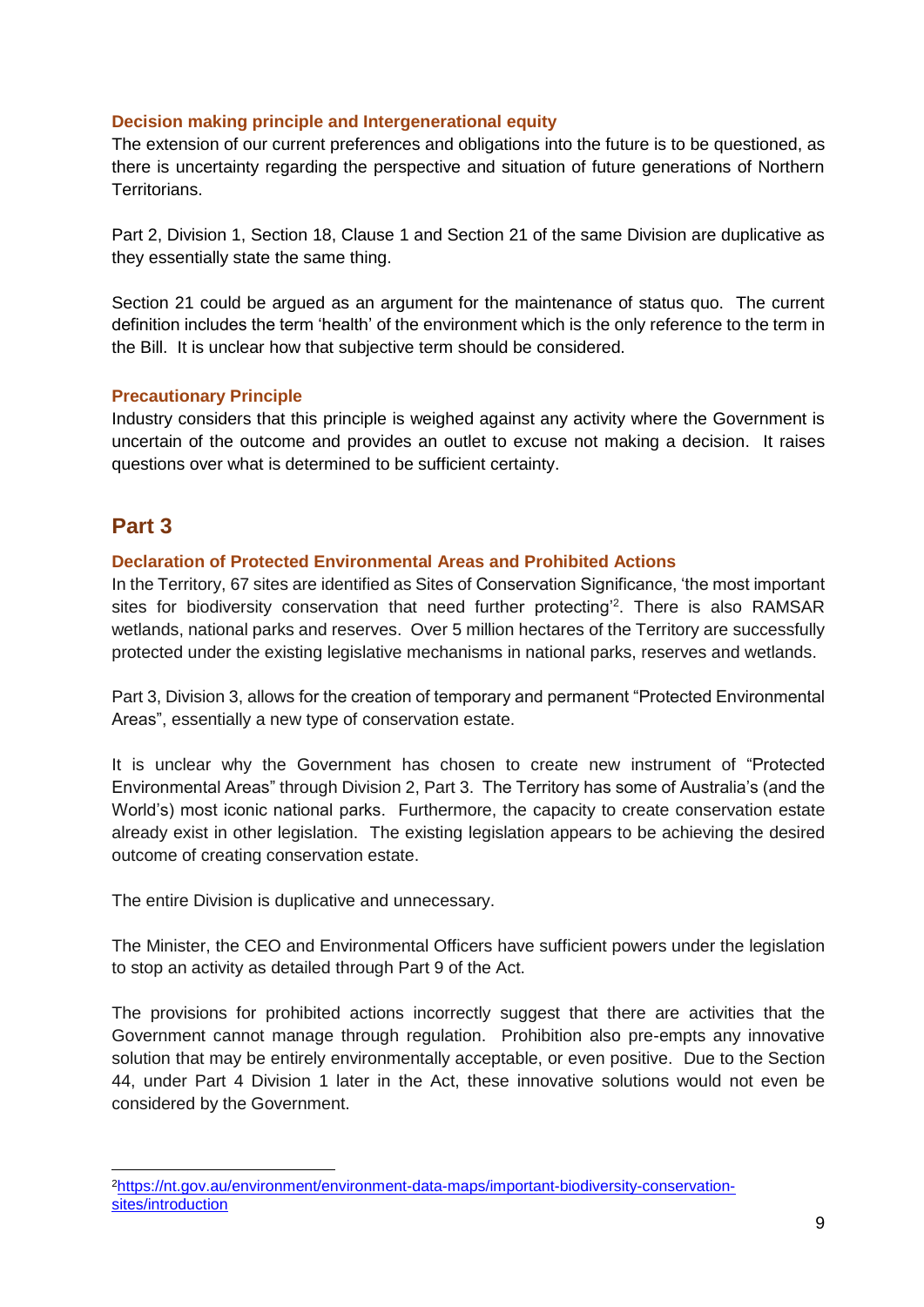### Decision making principle and Intergenerational equity

The extension of our current preferences and obligations into the future is to be questioned, as there is uncertainty regarding the perspective and situation of future generations of Northern Territorians.

Part 2, Division 1, Section 18, Clause 1 and Section 21 of the same Division are duplicative as they essentially state the same thing.

Section 21 could be argued as an argument for the maintenance of status quo. The current definition includes the term 'health' of the environment which is the only reference to the term in the Bill. It is unclear how that subjective term should be considered.

### Precautionary Principle

Industry considers that this principle is weighed against any activity where the Government is uncertain of the outcome and provides an outlet to excuse not making a decision. It raises questions over what is determined to be sufficient certainty.

## Part 3

### Declaration of Protected Environmental Areas and Prohibited Actions

In the Territory, 67 sites are identified as Sites of Conservation Significance, 'the most important sites for biodiversity conservation that need further protecting'[2]. There is also RAMSAR wetlands, national parks and reserves. Over 5 million hectares of the Territory are successfully protected under the existing legislative mechanisms in national parks, reserves and wetlands.

Part 3, Division 3, allows for the creation of temporary and permanent "Protected Environmental Areas", essentially a new type of conservation estate.

It is unclear why the Government has chosen to create new instrument of "Protected Environmental Areas" through Division 2, Part 3. The Territory has some of Australia's (and the World's) most iconic national parks. Furthermore, the capacity to create conservation estate already exist in other legislation. The existing legislation appears to be achieving the desired outcome of creating conservation estate.

The entire Division is duplicative and unnecessary.

The Minister, the CEO and Environmental Officers have sufficient powers under the legislation to stop an activity as detailed through Part 9 of the Act.

The provisions for prohibited actions incorrectly suggest that there are activities that the Government cannot manage through regulation. Prohibition also pre-empts any innovative solution that may be entirely environmentally acceptable, or even positive. Due to the Section 44, under Part 4 Division 1 later in the Act, these innovative solutions would not even be considered by the Government.

---

[2] https://nt.gov.au/environment/environment-data-maps/important-biodiversity-conservation-sites/introduction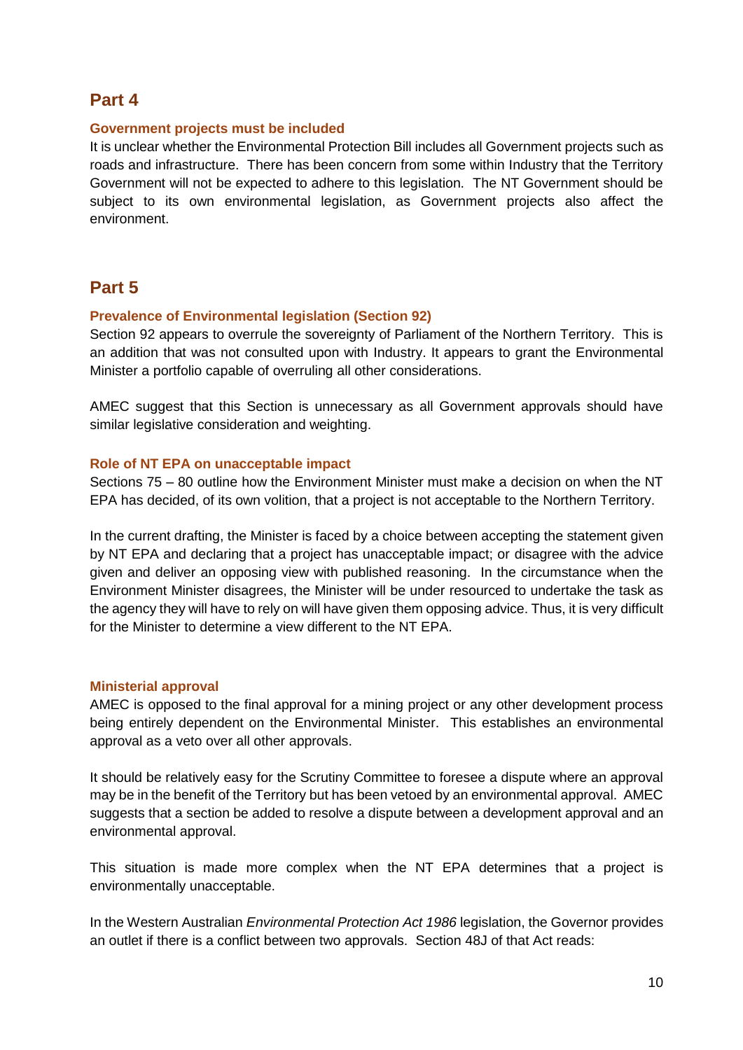## Part 4

### Government projects must be included

It is unclear whether the Environmental Protection Bill includes all Government projects such as roads and infrastructure. There has been concern from some within Industry that the Territory Government will not be expected to adhere to this legislation. The NT Government should be subject to its own environmental legislation, as Government projects also affect the environment.

## Part 5

### Prevalence of Environmental legislation (Section 92)

Section 92 appears to overrule the sovereignty of Parliament of the Northern Territory. This is an addition that was not consulted upon with Industry. It appears to grant the Environmental Minister a portfolio capable of overruling all other considerations.

AMEC suggest that this Section is unnecessary as all Government approvals should have similar legislative consideration and weighting.

### Role of NT EPA on unacceptable impact

Sections 75 – 80 outline how the Environment Minister must make a decision on when the NT EPA has decided, of its own volition, that a project is not acceptable to the Northern Territory.

In the current drafting, the Minister is faced by a choice between accepting the statement given by NT EPA and declaring that a project has unacceptable impact; or disagree with the advice given and deliver an opposing view with published reasoning. In the circumstance when the Environment Minister disagrees, the Minister will be under resourced to undertake the task as the agency they will have to rely on will have given them opposing advice. Thus, it is very difficult for the Minister to determine a view different to the NT EPA.

### Ministerial approval

AMEC is opposed to the final approval for a mining project or any other development process being entirely dependent on the Environmental Minister. This establishes an environmental approval as a veto over all other approvals.

It should be relatively easy for the Scrutiny Committee to foresee a dispute where an approval may be in the benefit of the Territory but has been vetoed by an environmental approval. AMEC suggests that a section be added to resolve a dispute between a development approval and an environmental approval.

This situation is made more complex when the NT EPA determines that a project is environmentally unacceptable.

In the Western Australian *Environmental Protection Act 1986* legislation, the Governor provides an outlet if there is a conflict between two approvals. Section 48J of that Act reads: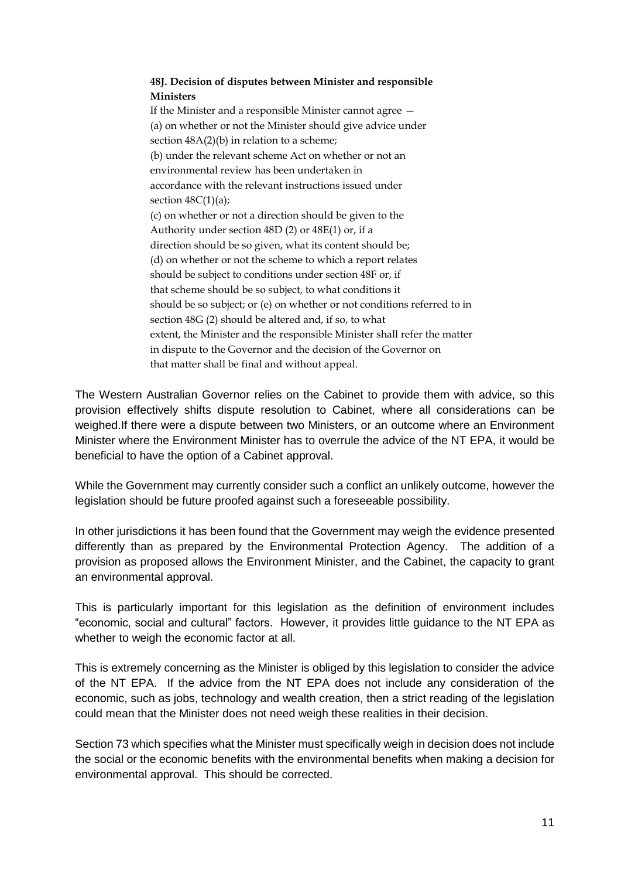> **48J. Decision of disputes between Minister and responsible Ministers**
>
> If the Minister and a responsible Minister cannot agree —
> (a) on whether or not the Minister should give advice under section 48A(2)(b) in relation to a scheme;
> (b) under the relevant scheme Act on whether or not an environmental review has been undertaken in accordance with the relevant instructions issued under section 48C(1)(a);
> (c) on whether or not a direction should be given to the Authority under section 48D (2) or 48E(1) or, if a direction should be so given, what its content should be;
> (d) on whether or not the scheme to which a report relates should be subject to conditions under section 48F or, if that scheme should be so subject, to what conditions it should be so subject; or (e) on whether or not conditions referred to in section 48G (2) should be altered and, if so, to what extent, the Minister and the responsible Minister shall refer the matter in dispute to the Governor and the decision of the Governor on that matter shall be final and without appeal.

The Western Australian Governor relies on the Cabinet to provide them with advice, so this provision effectively shifts dispute resolution to Cabinet, where all considerations can be weighed.If there were a dispute between two Ministers, or an outcome where an Environment Minister where the Environment Minister has to overrule the advice of the NT EPA, it would be beneficial to have the option of a Cabinet approval.

While the Government may currently consider such a conflict an unlikely outcome, however the legislation should be future proofed against such a foreseeable possibility.

In other jurisdictions it has been found that the Government may weigh the evidence presented differently than as prepared by the Environmental Protection Agency. The addition of a provision as proposed allows the Environment Minister, and the Cabinet, the capacity to grant an environmental approval.

This is particularly important for this legislation as the definition of environment includes "economic, social and cultural" factors. However, it provides little guidance to the NT EPA as whether to weigh the economic factor at all.

This is extremely concerning as the Minister is obliged by this legislation to consider the advice of the NT EPA. If the advice from the NT EPA does not include any consideration of the economic, such as jobs, technology and wealth creation, then a strict reading of the legislation could mean that the Minister does not need weigh these realities in their decision.

Section 73 which specifies what the Minister must specifically weigh in decision does not include the social or the economic benefits with the environmental benefits when making a decision for environmental approval. This should be corrected.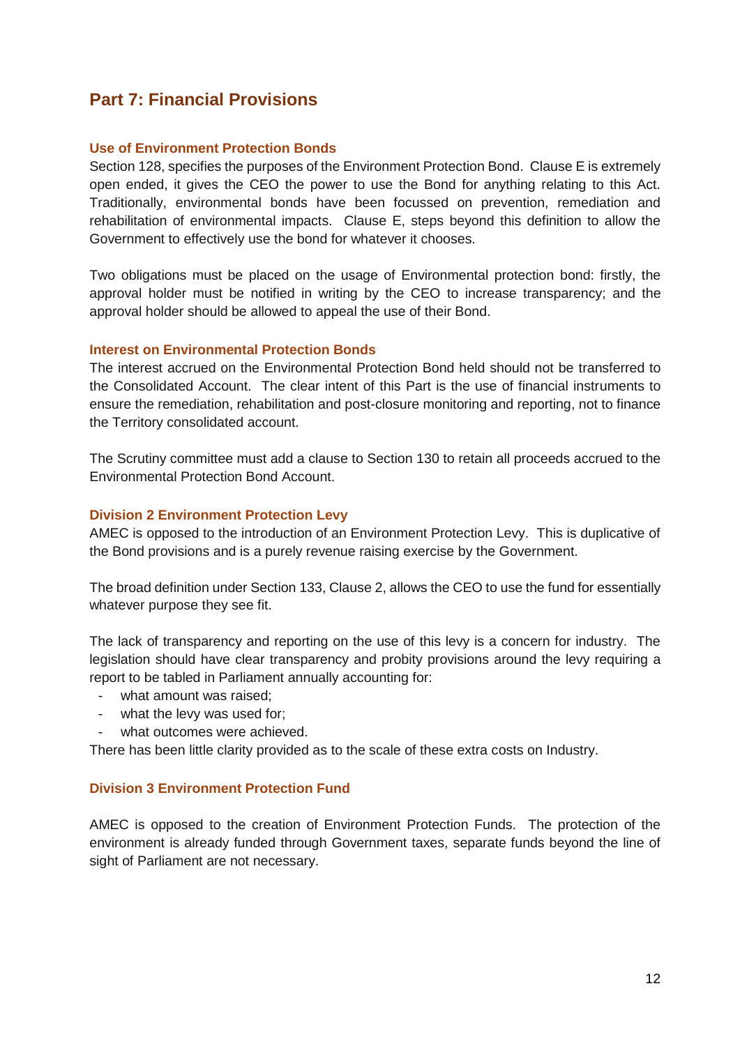## Part 7: Financial Provisions

### Use of Environment Protection Bonds

Section 128, specifies the purposes of the Environment Protection Bond. Clause E is extremely open ended, it gives the CEO the power to use the Bond for anything relating to this Act. Traditionally, environmental bonds have been focussed on prevention, remediation and rehabilitation of environmental impacts. Clause E, steps beyond this definition to allow the Government to effectively use the bond for whatever it chooses.

Two obligations must be placed on the usage of Environmental protection bond: firstly, the approval holder must be notified in writing by the CEO to increase transparency; and the approval holder should be allowed to appeal the use of their Bond.

### Interest on Environmental Protection Bonds

The interest accrued on the Environmental Protection Bond held should not be transferred to the Consolidated Account. The clear intent of this Part is the use of financial instruments to ensure the remediation, rehabilitation and post-closure monitoring and reporting, not to finance the Territory consolidated account.

The Scrutiny committee must add a clause to Section 130 to retain all proceeds accrued to the Environmental Protection Bond Account.

### Division 2 Environment Protection Levy

AMEC is opposed to the introduction of an Environment Protection Levy. This is duplicative of the Bond provisions and is a purely revenue raising exercise by the Government.

The broad definition under Section 133, Clause 2, allows the CEO to use the fund for essentially whatever purpose they see fit.

The lack of transparency and reporting on the use of this levy is a concern for industry. The legislation should have clear transparency and probity provisions around the levy requiring a report to be tabled in Parliament annually accounting for:

- what amount was raised;
- what the levy was used for;
- what outcomes were achieved.

There has been little clarity provided as to the scale of these extra costs on Industry.

### Division 3 Environment Protection Fund

AMEC is opposed to the creation of Environment Protection Funds. The protection of the environment is already funded through Government taxes, separate funds beyond the line of sight of Parliament are not necessary.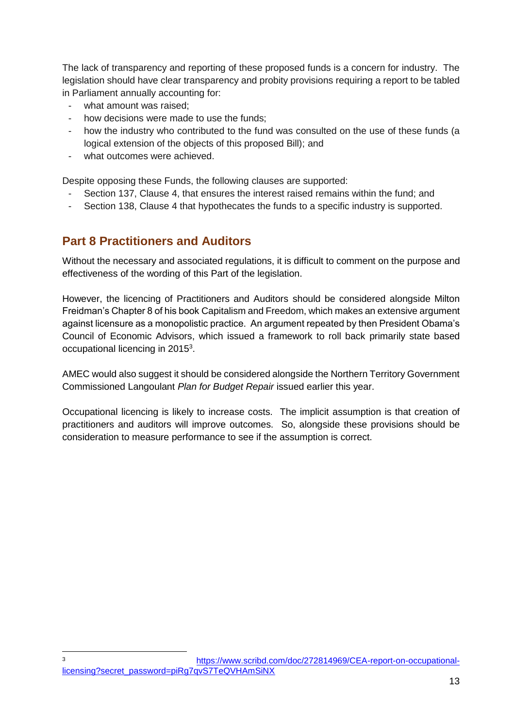The lack of transparency and reporting of these proposed funds is a concern for industry. The legislation should have clear transparency and probity provisions requiring a report to be tabled in Parliament annually accounting for:

- what amount was raised;
- how decisions were made to use the funds;
- how the industry who contributed to the fund was consulted on the use of these funds (a logical extension of the objects of this proposed Bill); and
- what outcomes were achieved.

Despite opposing these Funds, the following clauses are supported:

- Section 137, Clause 4, that ensures the interest raised remains within the fund; and
- Section 138, Clause 4 that hypothecates the funds to a specific industry is supported.

## Part 8 Practitioners and Auditors

Without the necessary and associated regulations, it is difficult to comment on the purpose and effectiveness of the wording of this Part of the legislation.

However, the licencing of Practitioners and Auditors should be considered alongside Milton Freidman's Chapter 8 of his book Capitalism and Freedom, which makes an extensive argument against licensure as a monopolistic practice. An argument repeated by then President Obama's Council of Economic Advisors, which issued a framework to roll back primarily state based occupational licencing in 2015[3].

AMEC would also suggest it should be considered alongside the Northern Territory Government Commissioned Langoulant *Plan for Budget Repair* issued earlier this year.

Occupational licencing is likely to increase costs. The implicit assumption is that creation of practitioners and auditors will improve outcomes. So, alongside these provisions should be consideration to measure performance to see if the assumption is correct.

[3] https://www.scribd.com/doc/272814969/CEA-report-on-occupational-licensing?secret_password=piRg7qvS7TeQVHAmSiNX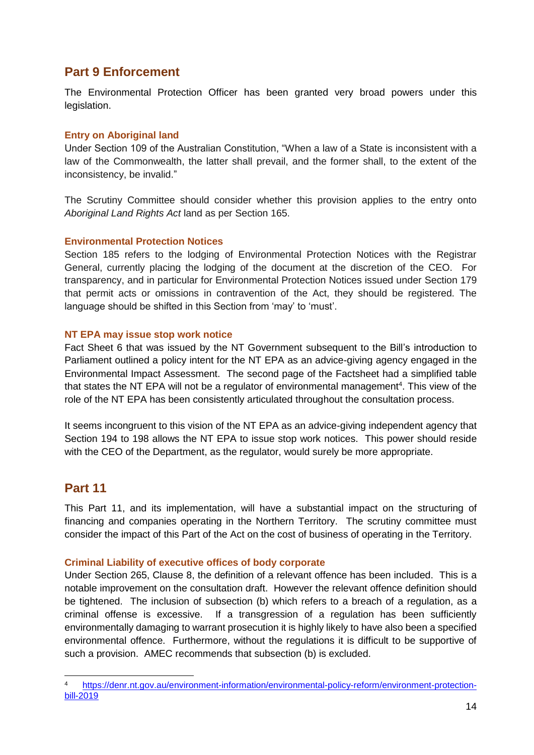## Part 9 Enforcement

The Environmental Protection Officer has been granted very broad powers under this legislation.

### Entry on Aboriginal land

Under Section 109 of the Australian Constitution, "When a law of a State is inconsistent with a law of the Commonwealth, the latter shall prevail, and the former shall, to the extent of the inconsistency, be invalid."

The Scrutiny Committee should consider whether this provision applies to the entry onto *Aboriginal Land Rights Act* land as per Section 165.

### Environmental Protection Notices

Section 185 refers to the lodging of Environmental Protection Notices with the Registrar General, currently placing the lodging of the document at the discretion of the CEO. For transparency, and in particular for Environmental Protection Notices issued under Section 179 that permit acts or omissions in contravention of the Act, they should be registered. The language should be shifted in this Section from 'may' to 'must'.

### NT EPA may issue stop work notice

Fact Sheet 6 that was issued by the NT Government subsequent to the Bill's introduction to Parliament outlined a policy intent for the NT EPA as an advice-giving agency engaged in the Environmental Impact Assessment. The second page of the Factsheet had a simplified table that states the NT EPA will not be a regulator of environmental management[4]. This view of the role of the NT EPA has been consistently articulated throughout the consultation process.

It seems incongruent to this vision of the NT EPA as an advice-giving independent agency that Section 194 to 198 allows the NT EPA to issue stop work notices. This power should reside with the CEO of the Department, as the regulator, would surely be more appropriate.

## Part 11

This Part 11, and its implementation, will have a substantial impact on the structuring of financing and companies operating in the Northern Territory. The scrutiny committee must consider the impact of this Part of the Act on the cost of business of operating in the Territory.

### Criminal Liability of executive offices of body corporate

Under Section 265, Clause 8, the definition of a relevant offence has been included. This is a notable improvement on the consultation draft. However the relevant offence definition should be tightened. The inclusion of subsection (b) which refers to a breach of a regulation, as a criminal offense is excessive. If a transgression of a regulation has been sufficiently environmentally damaging to warrant prosecution it is highly likely to have also been a specified environmental offence. Furthermore, without the regulations it is difficult to be supportive of such a provision. AMEC recommends that subsection (b) is excluded.

---

[4] https://denr.nt.gov.au/environment-information/environmental-policy-reform/environment-protection-bill-2019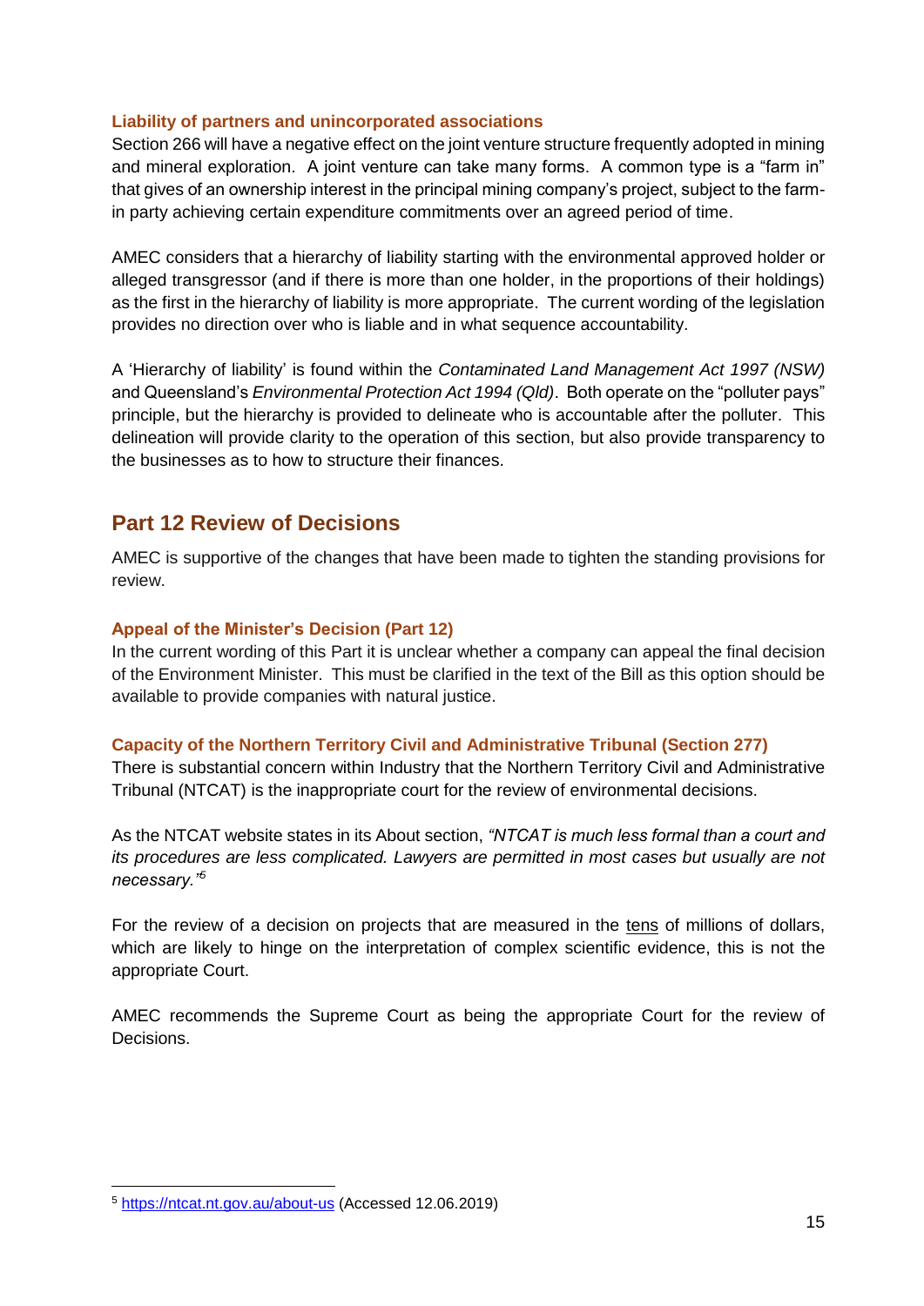### Liability of partners and unincorporated associations

Section 266 will have a negative effect on the joint venture structure frequently adopted in mining and mineral exploration. A joint venture can take many forms. A common type is a "farm in" that gives of an ownership interest in the principal mining company's project, subject to the farm-in party achieving certain expenditure commitments over an agreed period of time.

AMEC considers that a hierarchy of liability starting with the environmental approved holder or alleged transgressor (and if there is more than one holder, in the proportions of their holdings) as the first in the hierarchy of liability is more appropriate. The current wording of the legislation provides no direction over who is liable and in what sequence accountability.

A 'Hierarchy of liability' is found within the *Contaminated Land Management Act 1997 (NSW)* and Queensland's *Environmental Protection Act 1994 (Qld)*. Both operate on the "polluter pays" principle, but the hierarchy is provided to delineate who is accountable after the polluter. This delineation will provide clarity to the operation of this section, but also provide transparency to the businesses as to how to structure their finances.

## Part 12 Review of Decisions

AMEC is supportive of the changes that have been made to tighten the standing provisions for review.

### Appeal of the Minister's Decision (Part 12)

In the current wording of this Part it is unclear whether a company can appeal the final decision of the Environment Minister. This must be clarified in the text of the Bill as this option should be available to provide companies with natural justice.

### Capacity of the Northern Territory Civil and Administrative Tribunal (Section 277)

There is substantial concern within Industry that the Northern Territory Civil and Administrative Tribunal (NTCAT) is the inappropriate court for the review of environmental decisions.

As the NTCAT website states in its About section, *"NTCAT is much less formal than a court and its procedures are less complicated. Lawyers are permitted in most cases but usually are not necessary."*[5]

For the review of a decision on projects that are measured in the tens of millions of dollars, which are likely to hinge on the interpretation of complex scientific evidence, this is not the appropriate Court.

AMEC recommends the Supreme Court as being the appropriate Court for the review of Decisions.

---

[5] https://ntcat.nt.gov.au/about-us (Accessed 12.06.2019)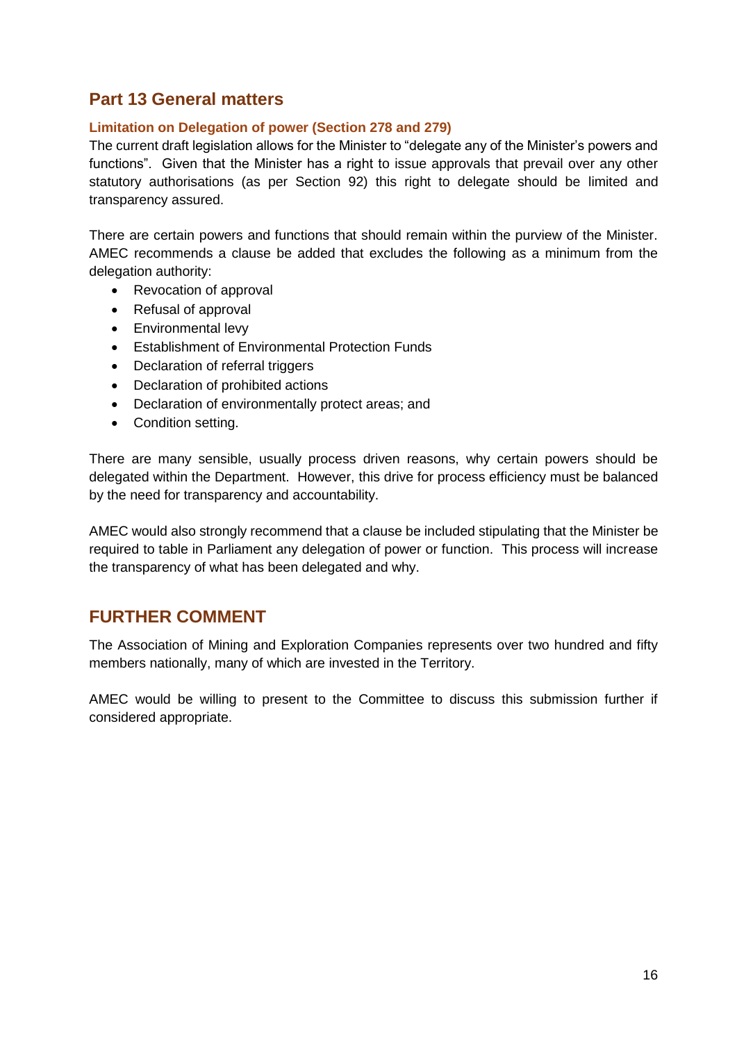## Part 13 General matters

### Limitation on Delegation of power (Section 278 and 279)

The current draft legislation allows for the Minister to "delegate any of the Minister's powers and functions". Given that the Minister has a right to issue approvals that prevail over any other statutory authorisations (as per Section 92) this right to delegate should be limited and transparency assured.

There are certain powers and functions that should remain within the purview of the Minister. AMEC recommends a clause be added that excludes the following as a minimum from the delegation authority:

- Revocation of approval
- Refusal of approval
- Environmental levy
- Establishment of Environmental Protection Funds
- Declaration of referral triggers
- Declaration of prohibited actions
- Declaration of environmentally protect areas; and
- Condition setting.

There are many sensible, usually process driven reasons, why certain powers should be delegated within the Department. However, this drive for process efficiency must be balanced by the need for transparency and accountability.

AMEC would also strongly recommend that a clause be included stipulating that the Minister be required to table in Parliament any delegation of power or function. This process will increase the transparency of what has been delegated and why.

## FURTHER COMMENT

The Association of Mining and Exploration Companies represents over two hundred and fifty members nationally, many of which are invested in the Territory.

AMEC would be willing to present to the Committee to discuss this submission further if considered appropriate.